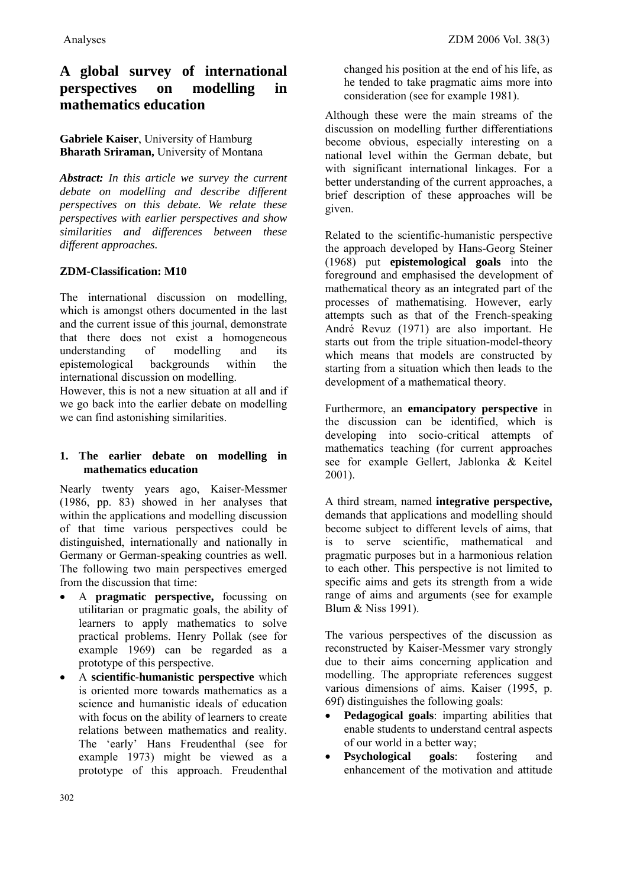# A global survey of international perspectives on modelling in mathematics education

**Gabriele Kaiser**, University of Hamburg
**Bharath Sriraman,** University of Montana

***Abstract:*** *In this article we survey the current debate on modelling and describe different perspectives on this debate. We relate these perspectives with earlier perspectives and show similarities and differences between these different approaches.*

**ZDM-Classification: M10**

The international discussion on modelling, which is amongst others documented in the last and the current issue of this journal, demonstrate that there does not exist a homogeneous understanding of modelling and its epistemological backgrounds within the international discussion on modelling.

However, this is not a new situation at all and if we go back into the earlier debate on modelling we can find astonishing similarities.

## 1. The earlier debate on modelling in mathematics education

Nearly twenty years ago, Kaiser-Messmer (1986, pp. 83) showed in her analyses that within the applications and modelling discussion of that time various perspectives could be distinguished, internationally and nationally in Germany or German-speaking countries as well. The following two main perspectives emerged from the discussion that time:

- A **pragmatic perspective,** focussing on utilitarian or pragmatic goals, the ability of learners to apply mathematics to solve practical problems. Henry Pollak (see for example 1969) can be regarded as a prototype of this perspective.
- A **scientific-humanistic perspective** which is oriented more towards mathematics as a science and humanistic ideals of education with focus on the ability of learners to create relations between mathematics and reality. The 'early' Hans Freudenthal (see for example 1973) might be viewed as a prototype of this approach. Freudenthal changed his position at the end of his life, as he tended to take pragmatic aims more into consideration (see for example 1981).

Although these were the main streams of the discussion on modelling further differentiations become obvious, especially interesting on a national level within the German debate, but with significant international linkages. For a better understanding of the current approaches, a brief description of these approaches will be given.

Related to the scientific-humanistic perspective the approach developed by Hans-Georg Steiner (1968) put **epistemological goals** into the foreground and emphasised the development of mathematical theory as an integrated part of the processes of mathematising. However, early attempts such as that of the French-speaking André Revuz (1971) are also important. He starts out from the triple situation-model-theory which means that models are constructed by starting from a situation which then leads to the development of a mathematical theory.

Furthermore, an **emancipatory perspective** in the discussion can be identified, which is developing into socio-critical attempts of mathematics teaching (for current approaches see for example Gellert, Jablonka & Keitel 2001).

A third stream, named **integrative perspective,** demands that applications and modelling should become subject to different levels of aims, that is to serve scientific, mathematical and pragmatic purposes but in a harmonious relation to each other. This perspective is not limited to specific aims and gets its strength from a wide range of aims and arguments (see for example Blum & Niss 1991).

The various perspectives of the discussion as reconstructed by Kaiser-Messmer vary strongly due to their aims concerning application and modelling. The appropriate references suggest various dimensions of aims. Kaiser (1995, p. 69f) distinguishes the following goals:

- **Pedagogical goals**: imparting abilities that enable students to understand central aspects of our world in a better way;
- **Psychological goals**: fostering and enhancement of the motivation and attitude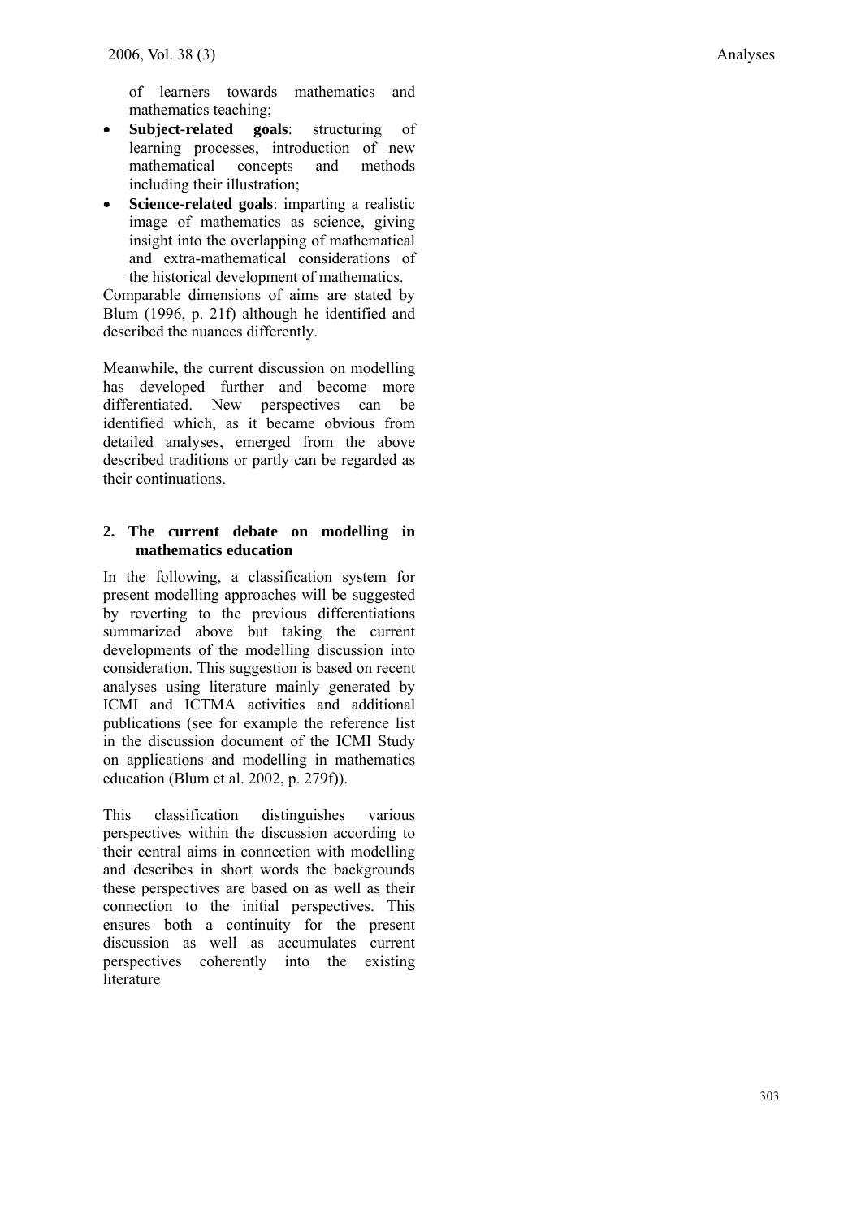of learners towards mathematics and mathematics teaching;

- **Subject-related goals**: structuring of learning processes, introduction of new mathematical concepts and methods including their illustration;
- **Science-related goals**: imparting a realistic image of mathematics as science, giving insight into the overlapping of mathematical and extra-mathematical considerations of the historical development of mathematics.

Comparable dimensions of aims are stated by Blum (1996, p. 21f) although he identified and described the nuances differently.

Meanwhile, the current discussion on modelling has developed further and become more differentiated. New perspectives can be identified which, as it became obvious from detailed analyses, emerged from the above described traditions or partly can be regarded as their continuations.

## 2. The current debate on modelling in mathematics education

In the following, a classification system for present modelling approaches will be suggested by reverting to the previous differentiations summarized above but taking the current developments of the modelling discussion into consideration. This suggestion is based on recent analyses using literature mainly generated by ICMI and ICTMA activities and additional publications (see for example the reference list in the discussion document of the ICMI Study on applications and modelling in mathematics education (Blum et al. 2002, p. 279f)).

This classification distinguishes various perspectives within the discussion according to their central aims in connection with modelling and describes in short words the backgrounds these perspectives are based on as well as their connection to the initial perspectives. This ensures both a continuity for the present discussion as well as accumulates current perspectives coherently into the existing literature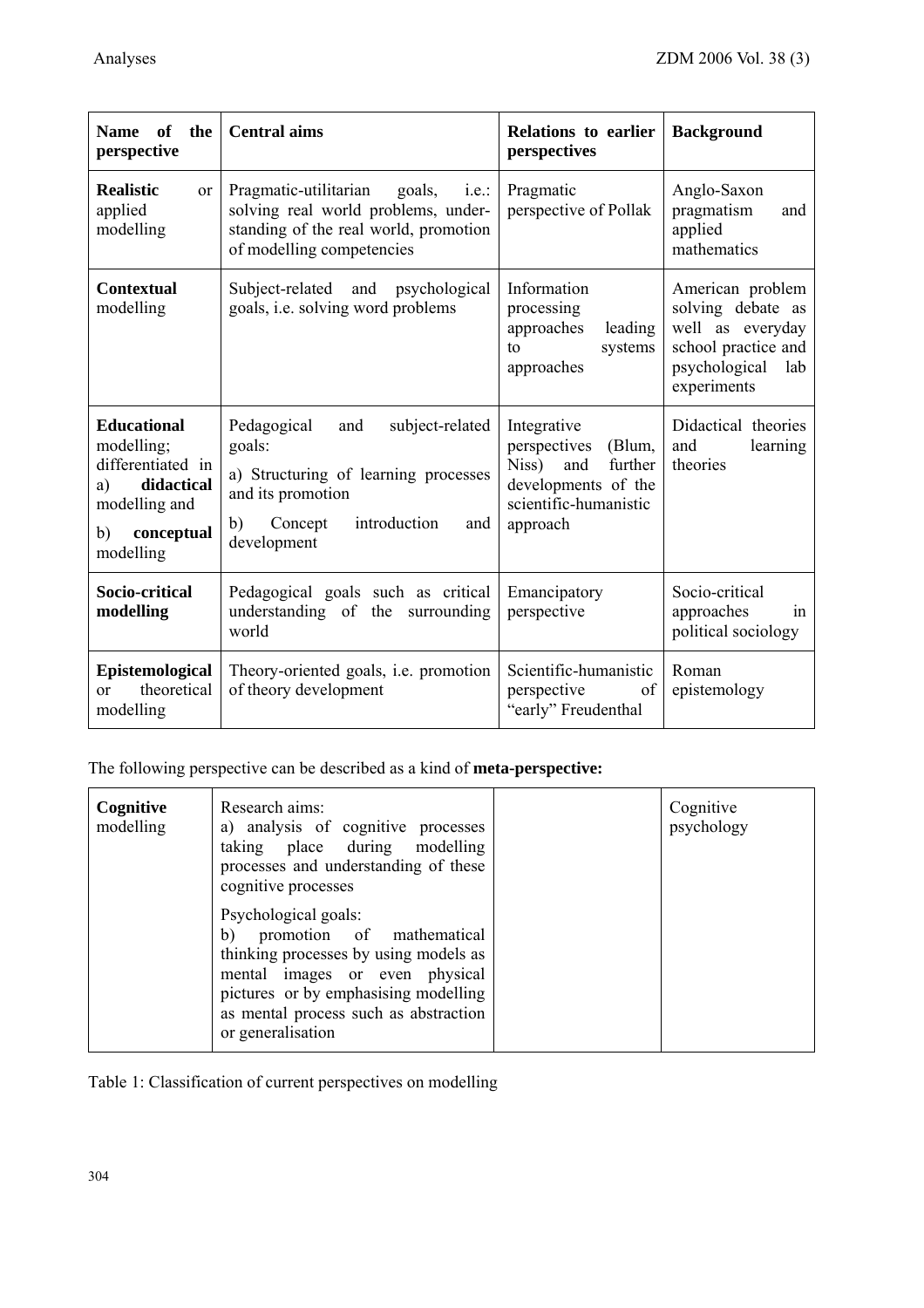| **Name of the perspective** | **Central aims** | **Relations to earlier perspectives** | **Background** |
|---|---|---|---|
| **Realistic** or applied modelling | Pragmatic-utilitarian goals, i.e.: solving real world problems, understanding of the real world, promotion of modelling competencies | Pragmatic perspective of Pollak | Anglo-Saxon pragmatism and applied mathematics |
| **Contextual** modelling | Subject-related and psychological goals, i.e. solving word problems | Information processing approaches leading to systems approaches | American problem solving debate as well as everyday school practice and psychological lab experiments |
| **Educational** modelling; differentiated in a) **didactical** modelling and b) **conceptual** modelling | Pedagogical and subject-related goals: a) Structuring of learning processes and its promotion b) Concept introduction and development | Integrative perspectives (Blum, Niss) and further developments of the scientific-humanistic approach | Didactical theories and learning theories |
| **Socio-critical modelling** | Pedagogical goals such as critical understanding of the surrounding world | Emancipatory perspective | Socio-critical approaches in political sociology |
| **Epistemological** or theoretical modelling | Theory-oriented goals, i.e. promotion of theory development | Scientific-humanistic perspective of "early" Freudenthal | Roman epistemology |

The following perspective can be described as a kind of **meta-perspective:**

| | | | |
|---|---|---|---|
| **Cognitive** modelling | Research aims: a) analysis of cognitive processes taking place during modelling processes and understanding of these cognitive processes<br><br>Psychological goals: b) promotion of mathematical thinking processes by using models as mental images or even physical pictures or by emphasising modelling as mental process such as abstraction or generalisation | | Cognitive psychology |

Table 1: Classification of current perspectives on modelling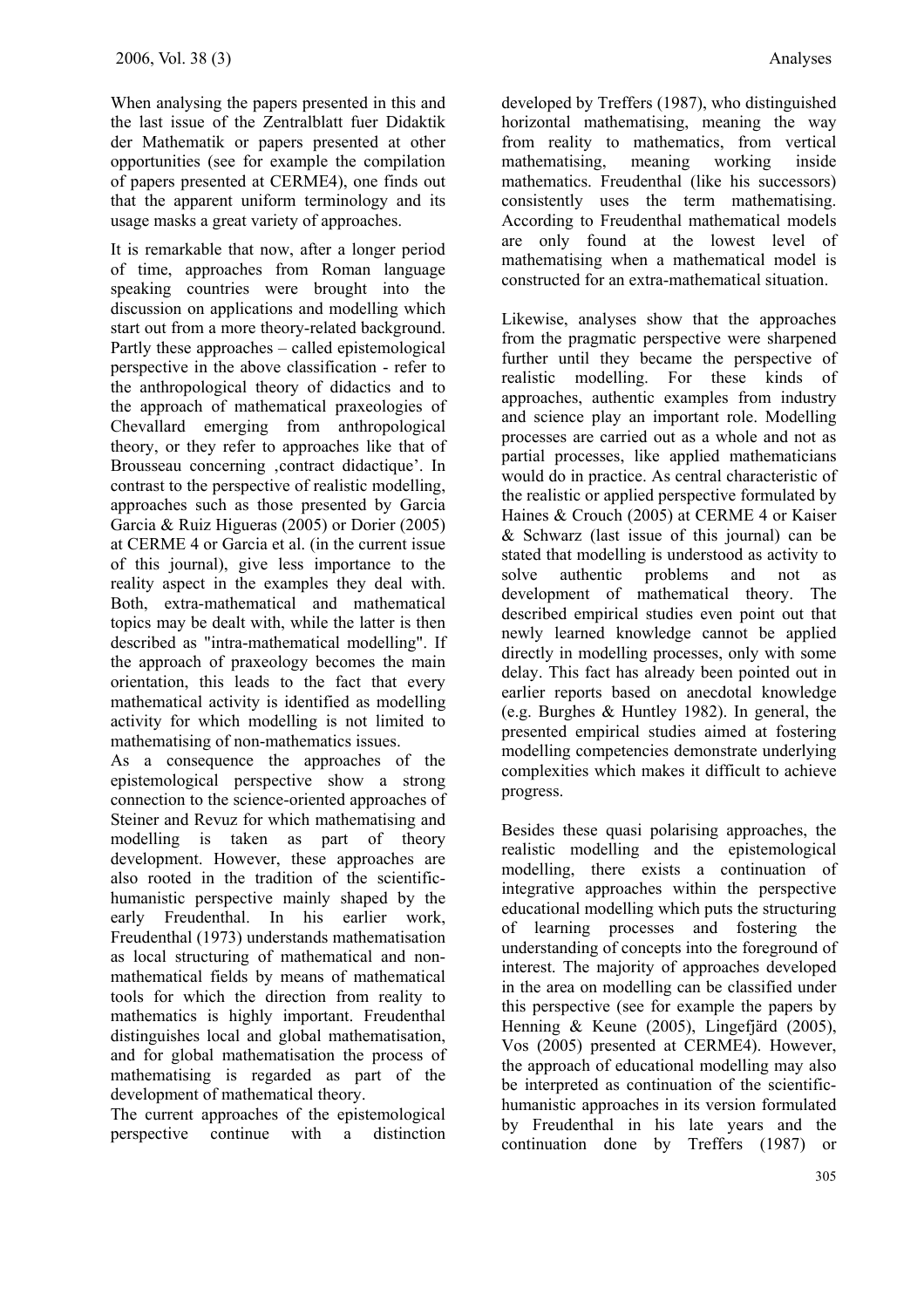When analysing the papers presented in this and the last issue of the Zentralblatt fuer Didaktik der Mathematik or papers presented at other opportunities (see for example the compilation of papers presented at CERME4), one finds out that the apparent uniform terminology and its usage masks a great variety of approaches.

It is remarkable that now, after a longer period of time, approaches from Roman language speaking countries were brought into the discussion on applications and modelling which start out from a more theory-related background. Partly these approaches – called epistemological perspective in the above classification - refer to the anthropological theory of didactics and to the approach of mathematical praxeologies of Chevallard emerging from anthropological theory, or they refer to approaches like that of Brousseau concerning ‚contract didactique'. In contrast to the perspective of realistic modelling, approaches such as those presented by Garcia Garcia & Ruiz Higueras (2005) or Dorier (2005) at CERME 4 or Garcia et al. (in the current issue of this journal), give less importance to the reality aspect in the examples they deal with. Both, extra-mathematical and mathematical topics may be dealt with, while the latter is then described as "intra-mathematical modelling". If the approach of praxeology becomes the main orientation, this leads to the fact that every mathematical activity is identified as modelling activity for which modelling is not limited to mathematising of non-mathematics issues.

As a consequence the approaches of the epistemological perspective show a strong connection to the science-oriented approaches of Steiner and Revuz for which mathematising and modelling is taken as part of theory development. However, these approaches are also rooted in the tradition of the scientific-humanistic perspective mainly shaped by the early Freudenthal. In his earlier work, Freudenthal (1973) understands mathematisation as local structuring of mathematical and non-mathematical fields by means of mathematical tools for which the direction from reality to mathematics is highly important. Freudenthal distinguishes local and global mathematisation, and for global mathematisation the process of mathematising is regarded as part of the development of mathematical theory.

The current approaches of the epistemological perspective continue with a distinction developed by Treffers (1987), who distinguished horizontal mathematising, meaning the way from reality to mathematics, from vertical mathematising, meaning working inside mathematics. Freudenthal (like his successors) consistently uses the term mathematising. According to Freudenthal mathematical models are only found at the lowest level of mathematising when a mathematical model is constructed for an extra-mathematical situation.

Likewise, analyses show that the approaches from the pragmatic perspective were sharpened further until they became the perspective of realistic modelling. For these kinds of approaches, authentic examples from industry and science play an important role. Modelling processes are carried out as a whole and not as partial processes, like applied mathematicians would do in practice. As central characteristic of the realistic or applied perspective formulated by Haines & Crouch (2005) at CERME 4 or Kaiser & Schwarz (last issue of this journal) can be stated that modelling is understood as activity to solve authentic problems and not as development of mathematical theory. The described empirical studies even point out that newly learned knowledge cannot be applied directly in modelling processes, only with some delay. This fact has already been pointed out in earlier reports based on anecdotal knowledge (e.g. Burghes & Huntley 1982). In general, the presented empirical studies aimed at fostering modelling competencies demonstrate underlying complexities which makes it difficult to achieve progress.

Besides these quasi polarising approaches, the realistic modelling and the epistemological modelling, there exists a continuation of integrative approaches within the perspective educational modelling which puts the structuring of learning processes and fostering the understanding of concepts into the foreground of interest. The majority of approaches developed in the area on modelling can be classified under this perspective (see for example the papers by Henning & Keune (2005), Lingefjärd (2005), Vos (2005) presented at CERME4). However, the approach of educational modelling may also be interpreted as continuation of the scientific-humanistic approaches in its version formulated by Freudenthal in his late years and the continuation done by Treffers (1987) or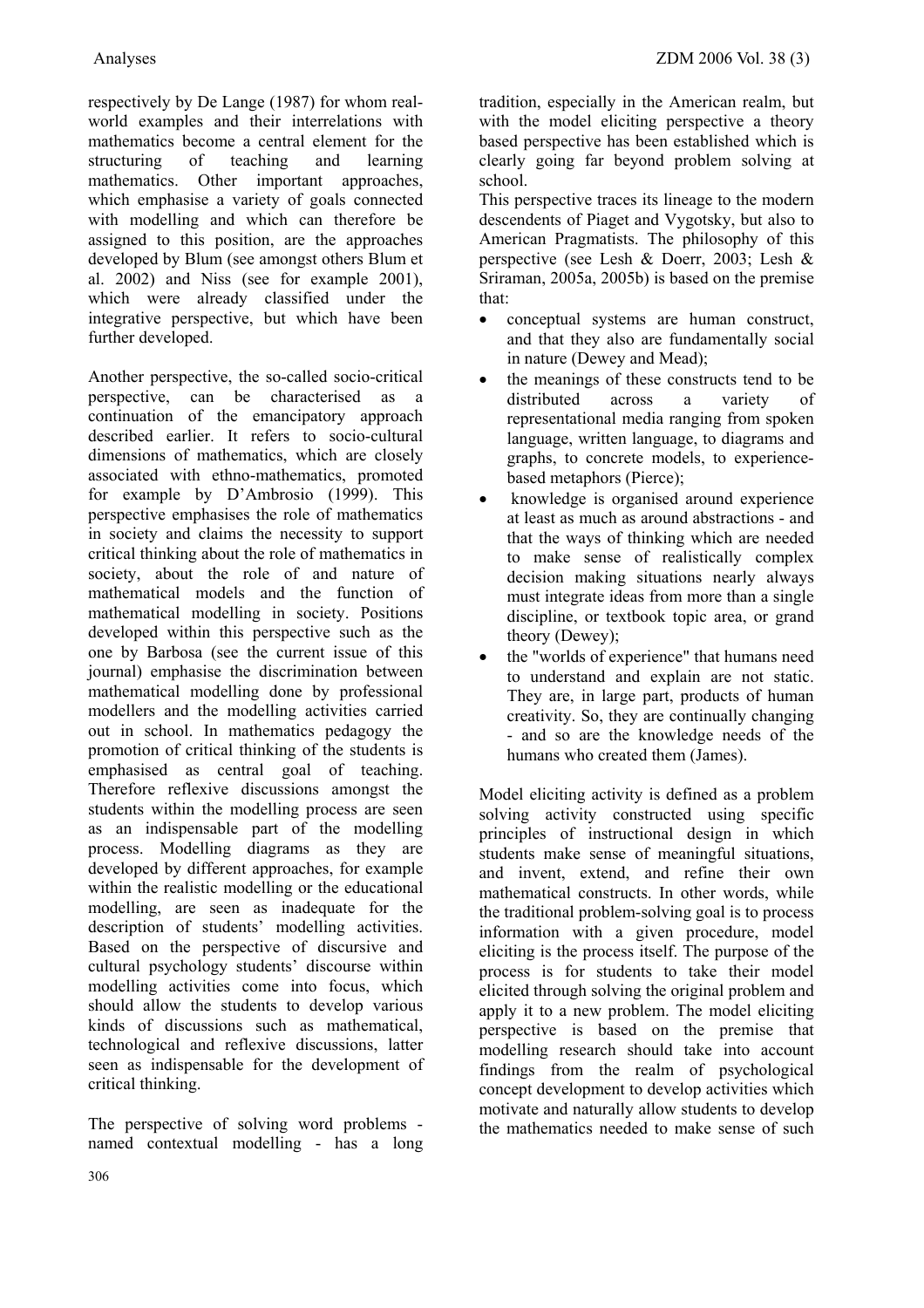respectively by De Lange (1987) for whom real-world examples and their interrelations with mathematics become a central element for the structuring of teaching and learning mathematics. Other important approaches, which emphasise a variety of goals connected with modelling and which can therefore be assigned to this position, are the approaches developed by Blum (see amongst others Blum et al. 2002) and Niss (see for example 2001), which were already classified under the integrative perspective, but which have been further developed.

Another perspective, the so-called socio-critical perspective, can be characterised as a continuation of the emancipatory approach described earlier. It refers to socio-cultural dimensions of mathematics, which are closely associated with ethno-mathematics, promoted for example by D'Ambrosio (1999). This perspective emphasises the role of mathematics in society and claims the necessity to support critical thinking about the role of mathematics in society, about the role of and nature of mathematical models and the function of mathematical modelling in society. Positions developed within this perspective such as the one by Barbosa (see the current issue of this journal) emphasise the discrimination between mathematical modelling done by professional modellers and the modelling activities carried out in school. In mathematics pedagogy the promotion of critical thinking of the students is emphasised as central goal of teaching. Therefore reflexive discussions amongst the students within the modelling process are seen as an indispensable part of the modelling process. Modelling diagrams as they are developed by different approaches, for example within the realistic modelling or the educational modelling, are seen as inadequate for the description of students' modelling activities. Based on the perspective of discursive and cultural psychology students' discourse within modelling activities come into focus, which should allow the students to develop various kinds of discussions such as mathematical, technological and reflexive discussions, latter seen as indispensable for the development of critical thinking.

The perspective of solving word problems - named contextual modelling - has a long tradition, especially in the American realm, but with the model eliciting perspective a theory based perspective has been established which is clearly going far beyond problem solving at school.

This perspective traces its lineage to the modern descendents of Piaget and Vygotsky, but also to American Pragmatists. The philosophy of this perspective (see Lesh & Doerr, 2003; Lesh & Sriraman, 2005a, 2005b) is based on the premise that:

- conceptual systems are human construct, and that they also are fundamentally social in nature (Dewey and Mead);
- the meanings of these constructs tend to be distributed across a variety of representational media ranging from spoken language, written language, to diagrams and graphs, to concrete models, to experience-based metaphors (Pierce);
- knowledge is organised around experience at least as much as around abstractions - and that the ways of thinking which are needed to make sense of realistically complex decision making situations nearly always must integrate ideas from more than a single discipline, or textbook topic area, or grand theory (Dewey);
- the "worlds of experience" that humans need to understand and explain are not static. They are, in large part, products of human creativity. So, they are continually changing - and so are the knowledge needs of the humans who created them (James).

Model eliciting activity is defined as a problem solving activity constructed using specific principles of instructional design in which students make sense of meaningful situations, and invent, extend, and refine their own mathematical constructs. In other words, while the traditional problem-solving goal is to process information with a given procedure, model eliciting is the process itself. The purpose of the process is for students to take their model elicited through solving the original problem and apply it to a new problem. The model eliciting perspective is based on the premise that modelling research should take into account findings from the realm of psychological concept development to develop activities which motivate and naturally allow students to develop the mathematics needed to make sense of such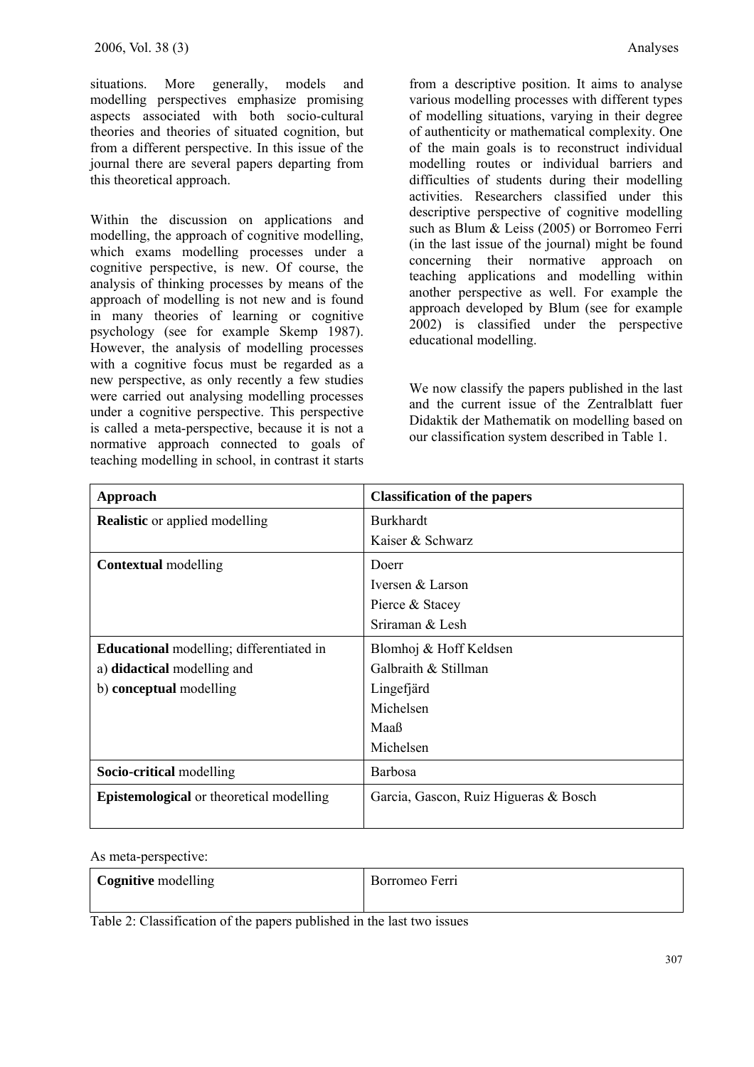situations. More generally, models and modelling perspectives emphasize promising aspects associated with both socio-cultural theories and theories of situated cognition, but from a different perspective. In this issue of the journal there are several papers departing from this theoretical approach.

Within the discussion on applications and modelling, the approach of cognitive modelling, which exams modelling processes under a cognitive perspective, is new. Of course, the analysis of thinking processes by means of the approach of modelling is not new and is found in many theories of learning or cognitive psychology (see for example Skemp 1987). However, the analysis of modelling processes with a cognitive focus must be regarded as a new perspective, as only recently a few studies were carried out analysing modelling processes under a cognitive perspective. This perspective is called a meta-perspective, because it is not a normative approach connected to goals of teaching modelling in school, in contrast it starts from a descriptive position. It aims to analyse various modelling processes with different types of modelling situations, varying in their degree of authenticity or mathematical complexity. One of the main goals is to reconstruct individual modelling routes or individual barriers and difficulties of students during their modelling activities. Researchers classified under this descriptive perspective of cognitive modelling such as Blum & Leiss (2005) or Borromeo Ferri (in the last issue of the journal) might be found concerning their normative approach on teaching applications and modelling within another perspective as well. For example the approach developed by Blum (see for example 2002) is classified under the perspective educational modelling.

We now classify the papers published in the last and the current issue of the Zentralblatt fuer Didaktik der Mathematik on modelling based on our classification system described in Table 1.

| Approach | Classification of the papers |
|---|---|
| **Realistic** or applied modelling | Burkhardt<br>Kaiser & Schwarz |
| **Contextual** modelling | Doerr<br>Iversen & Larson<br>Pierce & Stacey<br>Sriraman & Lesh |
| **Educational** modelling; differentiated in<br>a) **didactical** modelling and<br>b) **conceptual** modelling | Blomhoj & Hoff Keldsen<br>Galbraith & Stillman<br>Lingefjärd<br>Michelsen<br>Maaß<br>Michelsen |
| **Socio-critical** modelling | Barbosa |
| **Epistemological** or theoretical modelling | Garcia, Gascon, Ruiz Higueras & Bosch |

As meta-perspective:

| | |
|---|---|
| **Cognitive** modelling | Borromeo Ferri |

Table 2: Classification of the papers published in the last two issues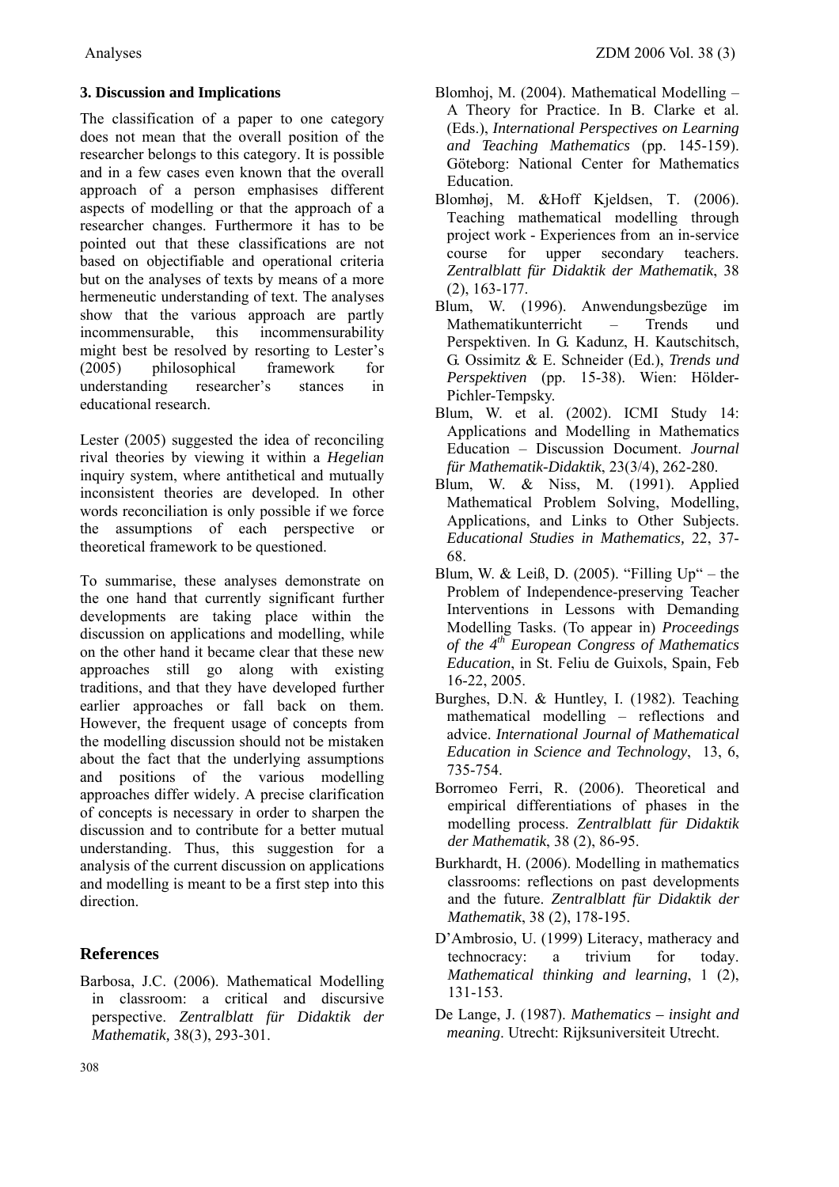### 3. Discussion and Implications

The classification of a paper to one category does not mean that the overall position of the researcher belongs to this category. It is possible and in a few cases even known that the overall approach of a person emphasises different aspects of modelling or that the approach of a researcher changes. Furthermore it has to be pointed out that these classifications are not based on objectifiable and operational criteria but on the analyses of texts by means of a more hermeneutic understanding of text. The analyses show that the various approach are partly incommensurable, this incommensurability might best be resolved by resorting to Lester's (2005) philosophical framework for understanding researcher's stances in educational research.

Lester (2005) suggested the idea of reconciling rival theories by viewing it within a *Hegelian* inquiry system, where antithetical and mutually inconsistent theories are developed. In other words reconciliation is only possible if we force the assumptions of each perspective or theoretical framework to be questioned.

To summarise, these analyses demonstrate on the one hand that currently significant further developments are taking place within the discussion on applications and modelling, while on the other hand it became clear that these new approaches still go along with existing traditions, and that they have developed further earlier approaches or fall back on them. However, the frequent usage of concepts from the modelling discussion should not be mistaken about the fact that the underlying assumptions and positions of the various modelling approaches differ widely. A precise clarification of concepts is necessary in order to sharpen the discussion and to contribute for a better mutual understanding. Thus, this suggestion for a analysis of the current discussion on applications and modelling is meant to be a first step into this direction.

## References

Barbosa, J.C. (2006). Mathematical Modelling in classroom: a critical and discursive perspective. *Zentralblatt für Didaktik der Mathematik,* 38(3), 293-301.

Blomhoj, M. (2004). Mathematical Modelling – A Theory for Practice. In B. Clarke et al. (Eds.), *International Perspectives on Learning and Teaching Mathematics* (pp. 145-159). Göteborg: National Center for Mathematics Education.

Blomhøj, M. &Hoff Kjeldsen, T. (2006). Teaching mathematical modelling through project work - Experiences from an in-service course for upper secondary teachers. *Zentralblatt für Didaktik der Mathematik*, 38 (2), 163-177.

Blum, W. (1996). Anwendungsbezüge im Mathematikunterricht – Trends und Perspektiven. In G. Kadunz, H. Kautschitsch, G. Ossimitz & E. Schneider (Ed.), *Trends und Perspektiven* (pp. 15-38). Wien: Hölder-Pichler-Tempsky.

Blum, W. et al. (2002). ICMI Study 14: Applications and Modelling in Mathematics Education – Discussion Document. *Journal für Mathematik-Didaktik*, 23(3/4), 262-280.

Blum, W. & Niss, M. (1991). Applied Mathematical Problem Solving, Modelling, Applications, and Links to Other Subjects. *Educational Studies in Mathematics,* 22, 37-68.

Blum, W. & Leiß, D. (2005). "Filling Up" – the Problem of Independence-preserving Teacher Interventions in Lessons with Demanding Modelling Tasks. (To appear in) *Proceedings of the 4th European Congress of Mathematics Education*, in St. Feliu de Guixols, Spain, Feb 16-22, 2005.

Burghes, D.N. & Huntley, I. (1982). Teaching mathematical modelling – reflections and advice. *International Journal of Mathematical Education in Science and Technology*, 13, 6, 735-754.

Borromeo Ferri, R. (2006). Theoretical and empirical differentiations of phases in the modelling process. *Zentralblatt für Didaktik der Mathematik*, 38 (2), 86-95.

Burkhardt, H. (2006). Modelling in mathematics classrooms: reflections on past developments and the future. *Zentralblatt für Didaktik der Mathematik*, 38 (2), 178-195.

D'Ambrosio, U. (1999) Literacy, matheracy and technocracy: a trivium for today. *Mathematical thinking and learning*, 1 (2), 131-153.

De Lange, J. (1987). *Mathematics – insight and meaning*. Utrecht: Rijksuniversiteit Utrecht.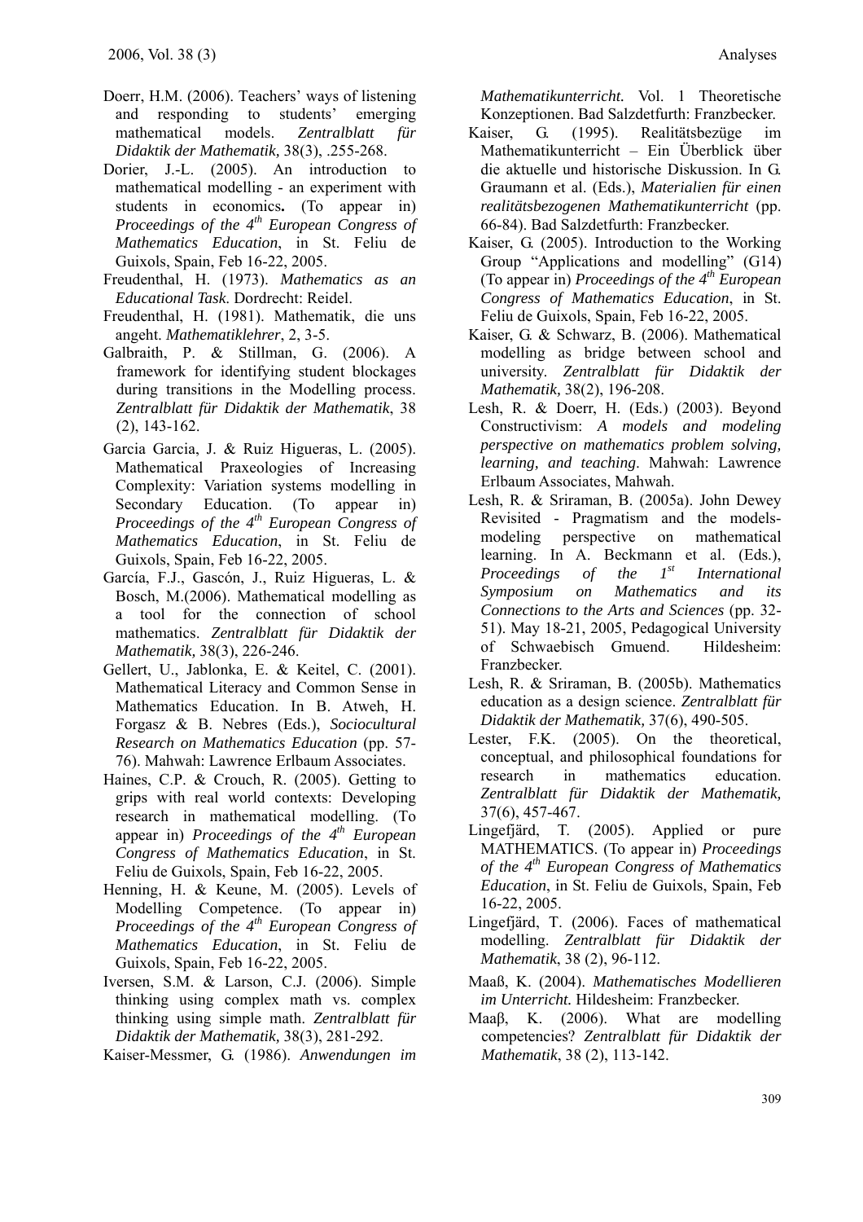Doerr, H.M. (2006). Teachers' ways of listening and responding to students' emerging mathematical models. *Zentralblatt für Didaktik der Mathematik,* 38(3), .255-268.

Dorier, J.-L. (2005). An introduction to mathematical modelling - an experiment with students in economics**.** (To appear in) *Proceedings of the 4th European Congress of Mathematics Education*, in St. Feliu de Guixols, Spain, Feb 16-22, 2005.

Freudenthal, H. (1973). *Mathematics as an Educational Task*. Dordrecht: Reidel.

Freudenthal, H. (1981). Mathematik, die uns angeht. *Mathematiklehrer*, 2, 3-5.

Galbraith, P. & Stillman, G. (2006). A framework for identifying student blockages during transitions in the Modelling process. *Zentralblatt für Didaktik der Mathematik*, 38 (2), 143-162.

Garcia Garcia, J. & Ruiz Higueras, L. (2005). Mathematical Praxeologies of Increasing Complexity: Variation systems modelling in Secondary Education. (To appear in) *Proceedings of the 4th European Congress of Mathematics Education*, in St. Feliu de Guixols, Spain, Feb 16-22, 2005.

García, F.J., Gascón, J., Ruiz Higueras, L. & Bosch, M.(2006). Mathematical modelling as a tool for the connection of school mathematics. *Zentralblatt für Didaktik der Mathematik,* 38(3), 226-246.

Gellert, U., Jablonka, E. & Keitel, C. (2001). Mathematical Literacy and Common Sense in Mathematics Education. In B. Atweh, H. Forgasz & B. Nebres (Eds.), *Sociocultural Research on Mathematics Education* (pp. 57-76). Mahwah: Lawrence Erlbaum Associates.

Haines, C.P. & Crouch, R. (2005). Getting to grips with real world contexts: Developing research in mathematical modelling. (To appear in) *Proceedings of the 4th European Congress of Mathematics Education*, in St. Feliu de Guixols, Spain, Feb 16-22, 2005.

Henning, H. & Keune, M. (2005). Levels of Modelling Competence. (To appear in) *Proceedings of the 4th European Congress of Mathematics Education*, in St. Feliu de Guixols, Spain, Feb 16-22, 2005.

Iversen, S.M. & Larson, C.J. (2006). Simple thinking using complex math vs. complex thinking using simple math. *Zentralblatt für Didaktik der Mathematik,* 38(3), 281-292.

Kaiser-Messmer, G. (1986). *Anwendungen im Mathematikunterricht.* Vol. 1 Theoretische Konzeptionen. Bad Salzdetfurth: Franzbecker.

Kaiser, G. (1995). Realitätsbezüge im Mathematikunterricht – Ein Überblick über die aktuelle und historische Diskussion. In G. Graumann et al. (Eds.), *Materialien für einen realitätsbezogenen Mathematikunterricht* (pp. 66-84). Bad Salzdetfurth: Franzbecker.

Kaiser, G. (2005). Introduction to the Working Group "Applications and modelling" (G14) (To appear in) *Proceedings of the 4th European Congress of Mathematics Education*, in St. Feliu de Guixols, Spain, Feb 16-22, 2005.

Kaiser, G. & Schwarz, B. (2006). Mathematical modelling as bridge between school and university. *Zentralblatt für Didaktik der Mathematik,* 38(2), 196-208.

Lesh, R. & Doerr, H. (Eds.) (2003). Beyond Constructivism: *A models and modeling perspective on mathematics problem solving, learning, and teaching*. Mahwah: Lawrence Erlbaum Associates, Mahwah.

Lesh, R. & Sriraman, B. (2005a). John Dewey Revisited - Pragmatism and the models-modeling perspective on mathematical learning. In A. Beckmann et al. (Eds.), *Proceedings of the 1st International Symposium on Mathematics and its Connections to the Arts and Sciences* (pp. 32-51). May 18-21, 2005, Pedagogical University of Schwaebisch Gmuend. Hildesheim: Franzbecker.

Lesh, R. & Sriraman, B. (2005b). Mathematics education as a design science. *Zentralblatt für Didaktik der Mathematik,* 37(6), 490-505.

Lester, F.K. (2005). On the theoretical, conceptual, and philosophical foundations for research in mathematics education. *Zentralblatt für Didaktik der Mathematik,* 37(6), 457-467.

Lingefjärd, T. (2005). Applied or pure MATHEMATICS. (To appear in) *Proceedings of the 4th European Congress of Mathematics Education*, in St. Feliu de Guixols, Spain, Feb 16-22, 2005.

Lingefjärd, T. (2006). Faces of mathematical modelling. *Zentralblatt für Didaktik der Mathematik*, 38 (2), 96-112.

Maaß, K. (2004). *Mathematisches Modellieren im Unterricht.* Hildesheim: Franzbecker.

Maaβ, K. (2006). What are modelling competencies? *Zentralblatt für Didaktik der Mathematik*, 38 (2), 113-142.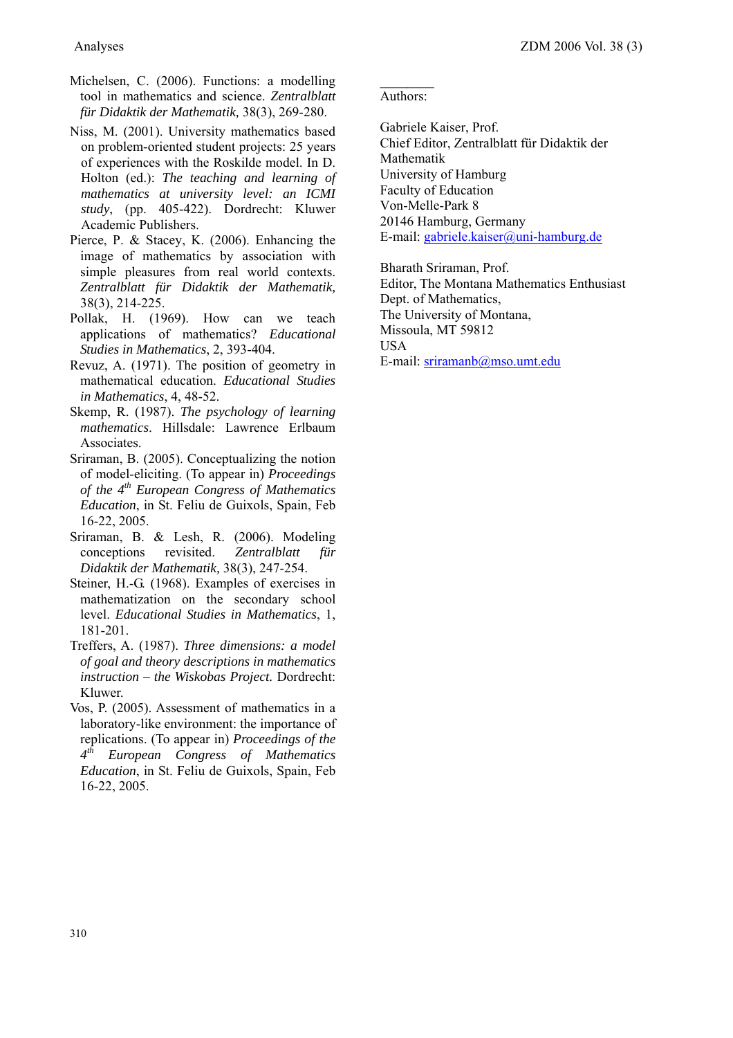Michelsen, C. (2006). Functions: a modelling tool in mathematics and science. *Zentralblatt für Didaktik der Mathematik,* 38(3), 269-280.

Niss, M. (2001). University mathematics based on problem-oriented student projects: 25 years of experiences with the Roskilde model. In D. Holton (ed.): *The teaching and learning of mathematics at university level: an ICMI study*, (pp. 405-422). Dordrecht: Kluwer Academic Publishers.

Pierce, P. & Stacey, K. (2006). Enhancing the image of mathematics by association with simple pleasures from real world contexts. *Zentralblatt für Didaktik der Mathematik,* 38(3), 214-225.

Pollak, H. (1969). How can we teach applications of mathematics? *Educational Studies in Mathematics*, 2, 393-404.

Revuz, A. (1971). The position of geometry in mathematical education. *Educational Studies in Mathematics*, 4, 48-52.

Skemp, R. (1987). *The psychology of learning mathematics*. Hillsdale: Lawrence Erlbaum Associates.

Sriraman, B. (2005). Conceptualizing the notion of model-eliciting. (To appear in) *Proceedings of the 4th European Congress of Mathematics Education*, in St. Feliu de Guixols, Spain, Feb 16-22, 2005.

Sriraman, B. & Lesh, R. (2006). Modeling conceptions revisited. *Zentralblatt für Didaktik der Mathematik,* 38(3), 247-254.

Steiner, H.-G. (1968). Examples of exercises in mathematization on the secondary school level. *Educational Studies in Mathematics*, 1, 181-201.

Treffers, A. (1987). *Three dimensions: a model of goal and theory descriptions in mathematics instruction – the Wiskobas Project.* Dordrecht: Kluwer.

Vos, P. (2005). Assessment of mathematics in a laboratory-like environment: the importance of replications. (To appear in) *Proceedings of the 4th European Congress of Mathematics Education*, in St. Feliu de Guixols, Spain, Feb 16-22, 2005.

\_\_\_\_\_\_\_\_

Authors:

Gabriele Kaiser, Prof.
Chief Editor, Zentralblatt für Didaktik der Mathematik
University of Hamburg
Faculty of Education
Von-Melle-Park 8
20146 Hamburg, Germany
E-mail: gabriele.kaiser@uni-hamburg.de

Bharath Sriraman, Prof.
Editor, The Montana Mathematics Enthusiast
Dept. of Mathematics,
The University of Montana,
Missoula, MT 59812
USA
E-mail: sriramanb@mso.umt.edu